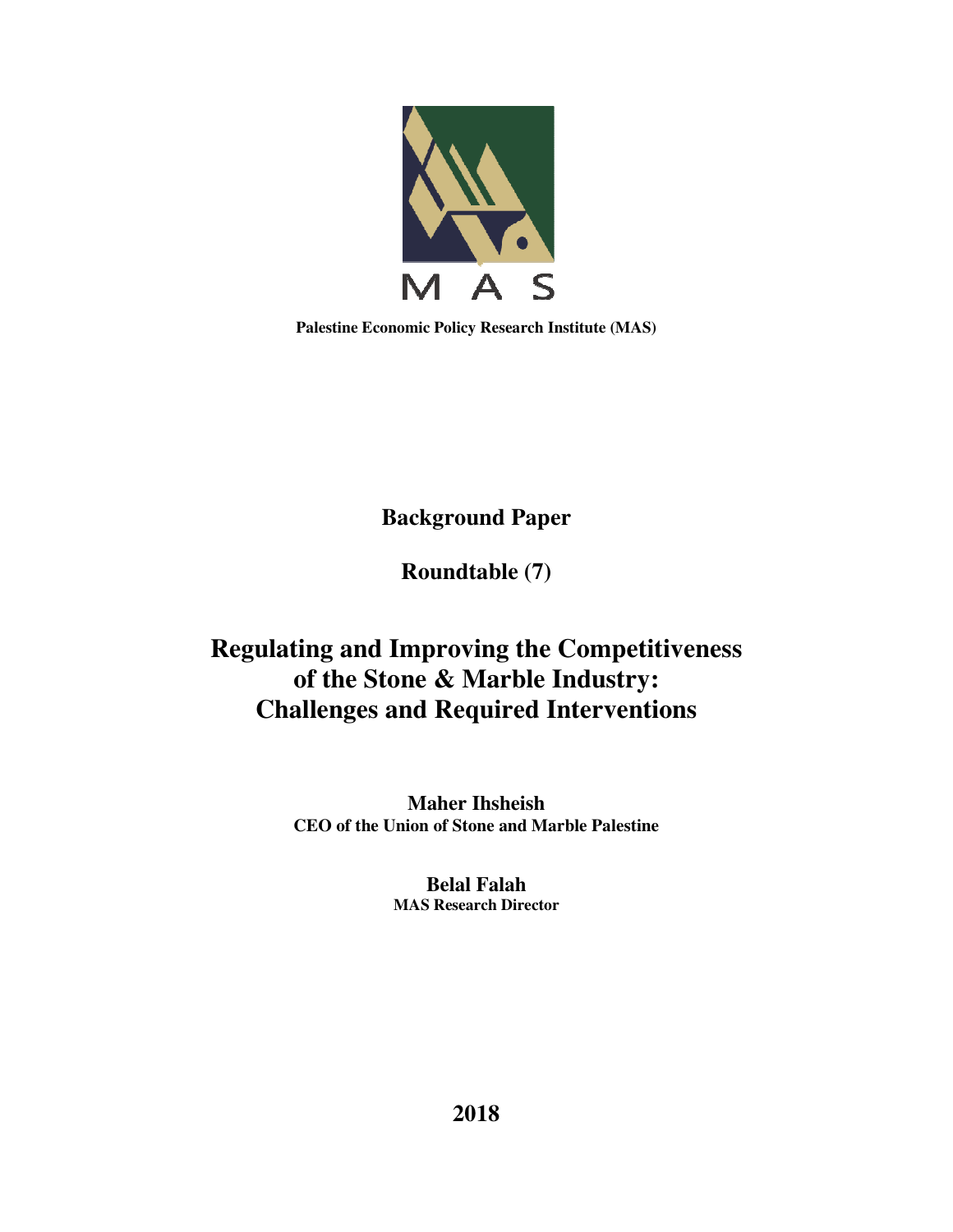M A S

**Palestine Economic Policy Research Institute (MAS)**

**Background Paper**

**Roundtable (7)**

# Regulating and Improving the Competitiveness of the Stone & Marble Industry: Challenges and Required Interventions

**Maher Ihsheish**
**CEO of the Union of Stone and Marble Palestine**

**Belal Falah**
**MAS Research Director**

**2018**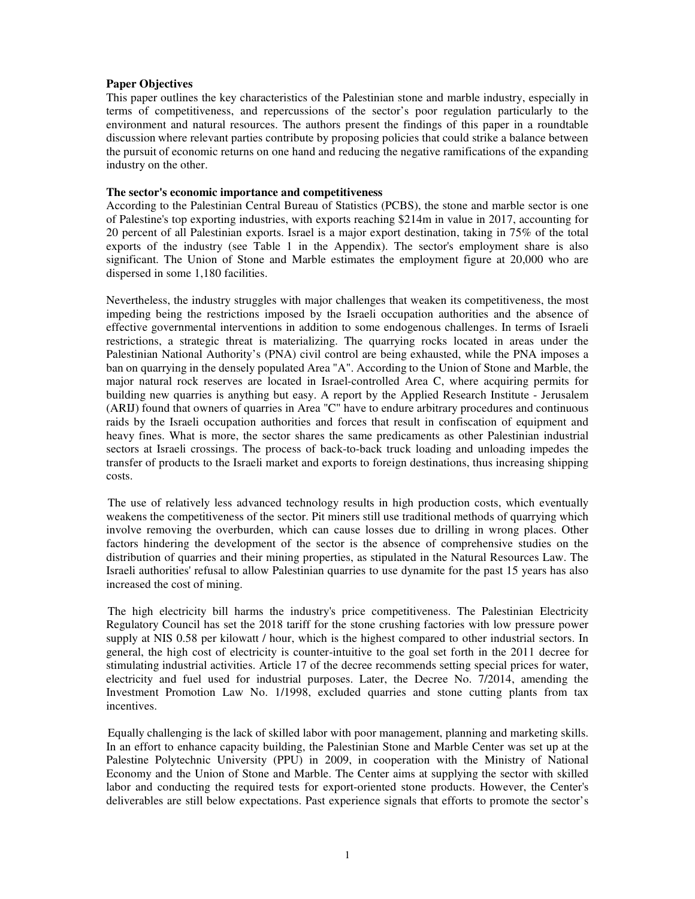**Paper Objectives**

This paper outlines the key characteristics of the Palestinian stone and marble industry, especially in terms of competitiveness, and repercussions of the sector's poor regulation particularly to the environment and natural resources. The authors present the findings of this paper in a roundtable discussion where relevant parties contribute by proposing policies that could strike a balance between the pursuit of economic returns on one hand and reducing the negative ramifications of the expanding industry on the other.

**The sector's economic importance and competitiveness**

According to the Palestinian Central Bureau of Statistics (PCBS), the stone and marble sector is one of Palestine's top exporting industries, with exports reaching $214m in value in 2017, accounting for 20 percent of all Palestinian exports. Israel is a major export destination, taking in 75% of the total exports of the industry (see Table 1 in the Appendix). The sector's employment share is also significant. The Union of Stone and Marble estimates the employment figure at 20,000 who are dispersed in some 1,180 facilities.

Nevertheless, the industry struggles with major challenges that weaken its competitiveness, the most impeding being the restrictions imposed by the Israeli occupation authorities and the absence of effective governmental interventions in addition to some endogenous challenges. In terms of Israeli restrictions, a strategic threat is materializing. The quarrying rocks located in areas under the Palestinian National Authority's (PNA) civil control are being exhausted, while the PNA imposes a ban on quarrying in the densely populated Area "A". According to the Union of Stone and Marble, the major natural rock reserves are located in Israel-controlled Area C, where acquiring permits for building new quarries is anything but easy. A report by the Applied Research Institute - Jerusalem (ARIJ) found that owners of quarries in Area "C" have to endure arbitrary procedures and continuous raids by the Israeli occupation authorities and forces that result in confiscation of equipment and heavy fines. What is more, the sector shares the same predicaments as other Palestinian industrial sectors at Israeli crossings. The process of back-to-back truck loading and unloading impedes the transfer of products to the Israeli market and exports to foreign destinations, thus increasing shipping costs.

The use of relatively less advanced technology results in high production costs, which eventually weakens the competitiveness of the sector. Pit miners still use traditional methods of quarrying which involve removing the overburden, which can cause losses due to drilling in wrong places. Other factors hindering the development of the sector is the absence of comprehensive studies on the distribution of quarries and their mining properties, as stipulated in the Natural Resources Law. The Israeli authorities' refusal to allow Palestinian quarries to use dynamite for the past 15 years has also increased the cost of mining.

The high electricity bill harms the industry's price competitiveness. The Palestinian Electricity Regulatory Council has set the 2018 tariff for the stone crushing factories with low pressure power supply at NIS 0.58 per kilowatt / hour, which is the highest compared to other industrial sectors. In general, the high cost of electricity is counter-intuitive to the goal set forth in the 2011 decree for stimulating industrial activities. Article 17 of the decree recommends setting special prices for water, electricity and fuel used for industrial purposes. Later, the Decree No. 7/2014, amending the Investment Promotion Law No. 1/1998, excluded quarries and stone cutting plants from tax incentives.

Equally challenging is the lack of skilled labor with poor management, planning and marketing skills. In an effort to enhance capacity building, the Palestinian Stone and Marble Center was set up at the Palestine Polytechnic University (PPU) in 2009, in cooperation with the Ministry of National Economy and the Union of Stone and Marble. The Center aims at supplying the sector with skilled labor and conducting the required tests for export-oriented stone products. However, the Center's deliverables are still below expectations. Past experience signals that efforts to promote the sector's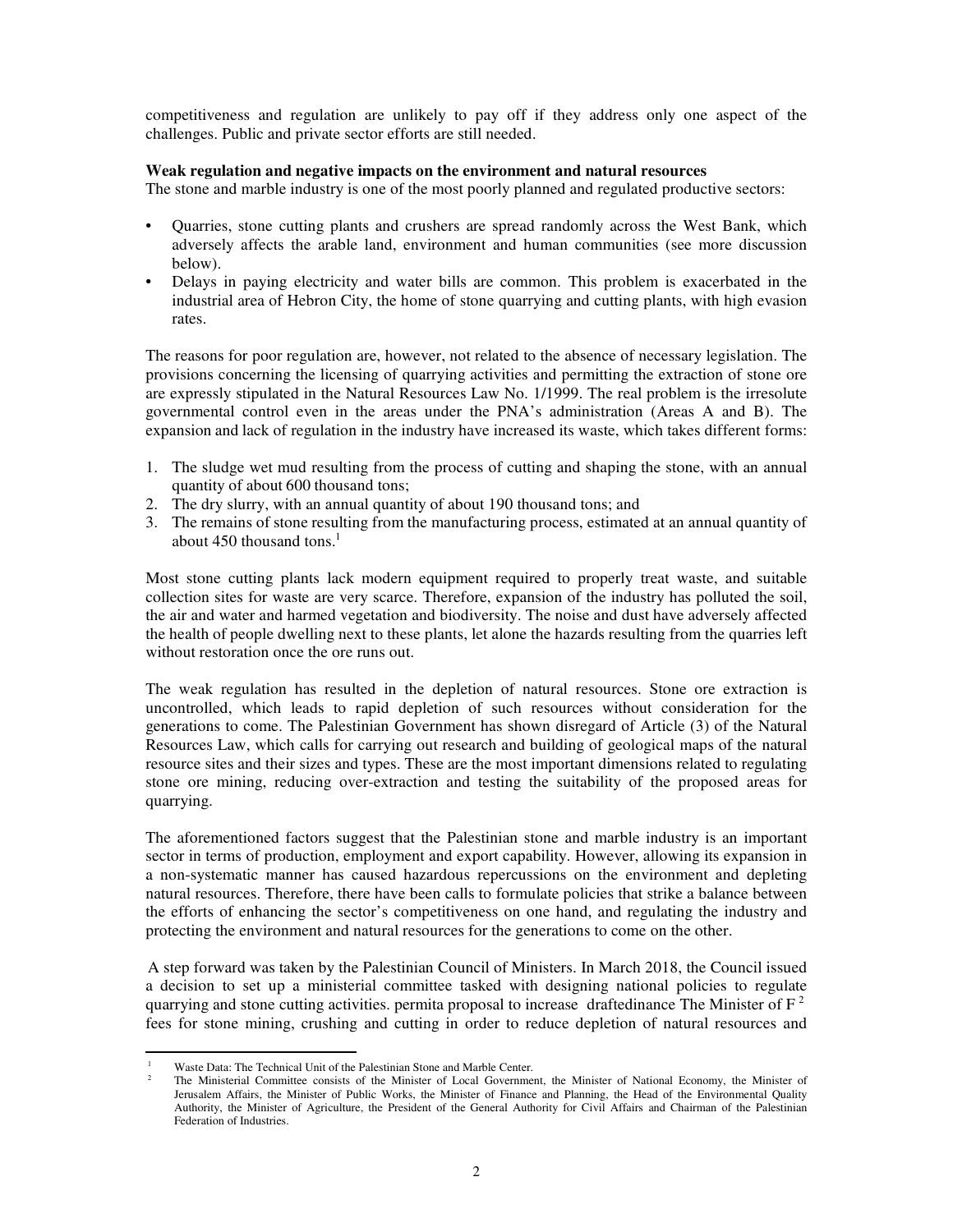competitiveness and regulation are unlikely to pay off if they address only one aspect of the challenges. Public and private sector efforts are still needed.

**Weak regulation and negative impacts on the environment and natural resources**

The stone and marble industry is one of the most poorly planned and regulated productive sectors:

- Quarries, stone cutting plants and crushers are spread randomly across the West Bank, which adversely affects the arable land, environment and human communities (see more discussion below).
- Delays in paying electricity and water bills are common. This problem is exacerbated in the industrial area of Hebron City, the home of stone quarrying and cutting plants, with high evasion rates.

The reasons for poor regulation are, however, not related to the absence of necessary legislation. The provisions concerning the licensing of quarrying activities and permitting the extraction of stone ore are expressly stipulated in the Natural Resources Law No. 1/1999. The real problem is the irresolute governmental control even in the areas under the PNA's administration (Areas A and B). The expansion and lack of regulation in the industry have increased its waste, which takes different forms:

1. The sludge wet mud resulting from the process of cutting and shaping the stone, with an annual quantity of about 600 thousand tons;
2. The dry slurry, with an annual quantity of about 190 thousand tons; and
3. The remains of stone resulting from the manufacturing process, estimated at an annual quantity of about 450 thousand tons.[1]

Most stone cutting plants lack modern equipment required to properly treat waste, and suitable collection sites for waste are very scarce. Therefore, expansion of the industry has polluted the soil, the air and water and harmed vegetation and biodiversity. The noise and dust have adversely affected the health of people dwelling next to these plants, let alone the hazards resulting from the quarries left without restoration once the ore runs out.

The weak regulation has resulted in the depletion of natural resources. Stone ore extraction is uncontrolled, which leads to rapid depletion of such resources without consideration for the generations to come. The Palestinian Government has shown disregard of Article (3) of the Natural Resources Law, which calls for carrying out research and building of geological maps of the natural resource sites and their sizes and types. These are the most important dimensions related to regulating stone ore mining, reducing over-extraction and testing the suitability of the proposed areas for quarrying.

The aforementioned factors suggest that the Palestinian stone and marble industry is an important sector in terms of production, employment and export capability. However, allowing its expansion in a non-systematic manner has caused hazardous repercussions on the environment and depleting natural resources. Therefore, there have been calls to formulate policies that strike a balance between the efforts of enhancing the sector's competitiveness on one hand, and regulating the industry and protecting the environment and natural resources for the generations to come on the other.

A step forward was taken by the Palestinian Council of Ministers. In March 2018, the Council issued a decision to set up a ministerial committee tasked with designing national policies to regulate quarrying and stone cutting activities. permita proposal to increase draftedinance The Minister of F [2] fees for stone mining, crushing and cutting in order to reduce depletion of natural resources and

---

[1] Waste Data: The Technical Unit of the Palestinian Stone and Marble Center.

[2] The Ministerial Committee consists of the Minister of Local Government, the Minister of National Economy, the Minister of Jerusalem Affairs, the Minister of Public Works, the Minister of Finance and Planning, the Head of the Environmental Quality Authority, the Minister of Agriculture, the President of the General Authority for Civil Affairs and Chairman of the Palestinian Federation of Industries.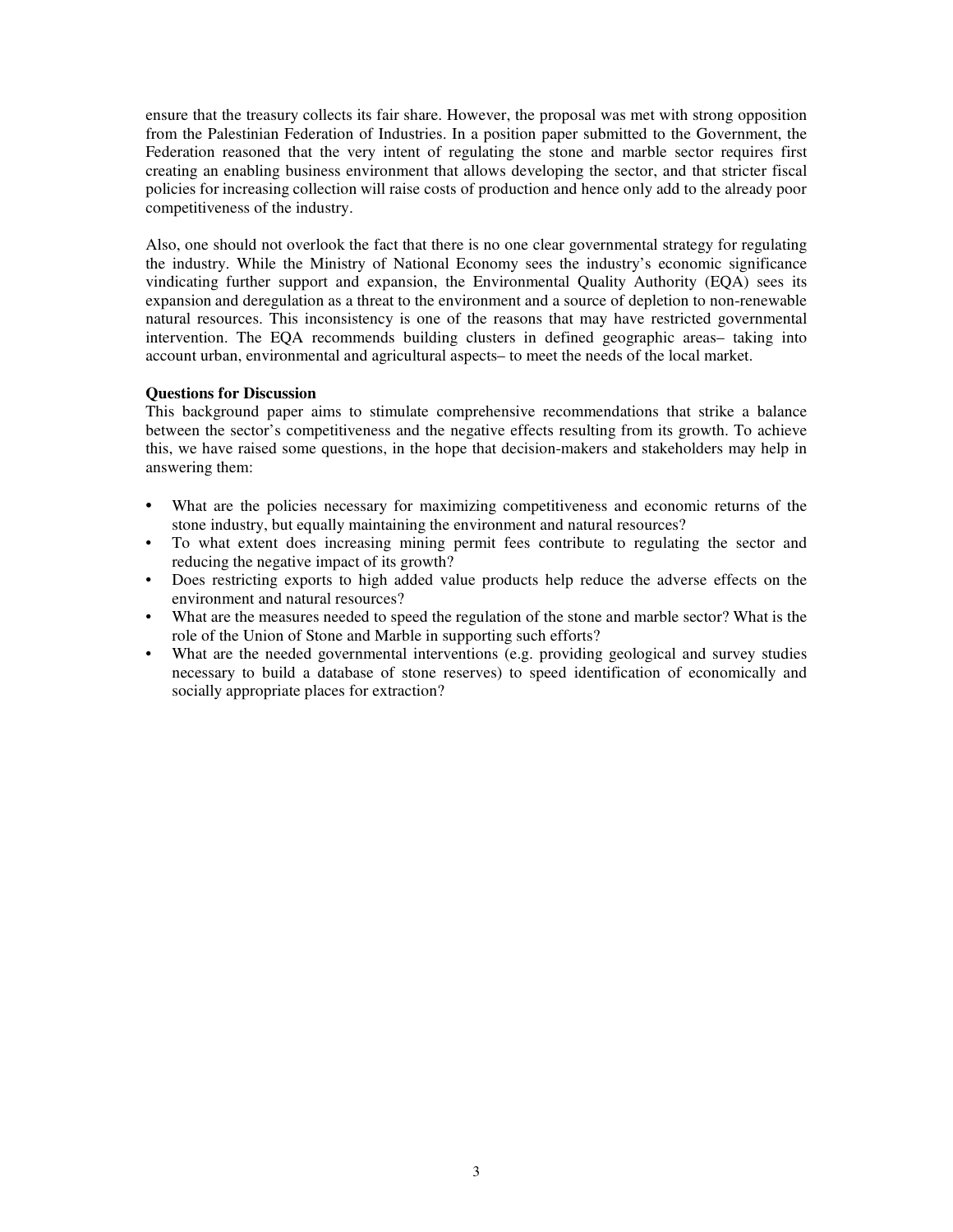ensure that the treasury collects its fair share. However, the proposal was met with strong opposition from the Palestinian Federation of Industries. In a position paper submitted to the Government, the Federation reasoned that the very intent of regulating the stone and marble sector requires first creating an enabling business environment that allows developing the sector, and that stricter fiscal policies for increasing collection will raise costs of production and hence only add to the already poor competitiveness of the industry.

Also, one should not overlook the fact that there is no one clear governmental strategy for regulating the industry. While the Ministry of National Economy sees the industry's economic significance vindicating further support and expansion, the Environmental Quality Authority (EQA) sees its expansion and deregulation as a threat to the environment and a source of depletion to non-renewable natural resources. This inconsistency is one of the reasons that may have restricted governmental intervention. The EQA recommends building clusters in defined geographic areas– taking into account urban, environmental and agricultural aspects– to meet the needs of the local market.

**Questions for Discussion**

This background paper aims to stimulate comprehensive recommendations that strike a balance between the sector's competitiveness and the negative effects resulting from its growth. To achieve this, we have raised some questions, in the hope that decision-makers and stakeholders may help in answering them:

- What are the policies necessary for maximizing competitiveness and economic returns of the stone industry, but equally maintaining the environment and natural resources?
- To what extent does increasing mining permit fees contribute to regulating the sector and reducing the negative impact of its growth?
- Does restricting exports to high added value products help reduce the adverse effects on the environment and natural resources?
- What are the measures needed to speed the regulation of the stone and marble sector? What is the role of the Union of Stone and Marble in supporting such efforts?
- What are the needed governmental interventions (e.g. providing geological and survey studies necessary to build a database of stone reserves) to speed identification of economically and socially appropriate places for extraction?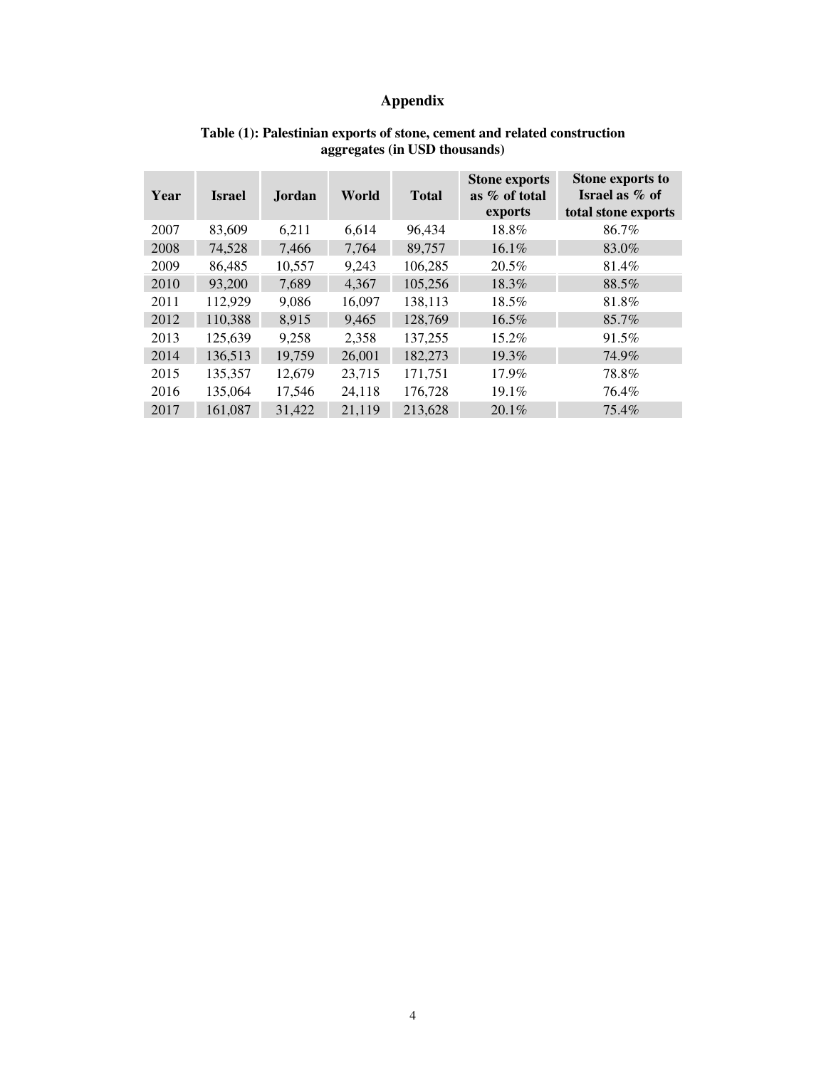# Appendix

**Table (1): Palestinian exports of stone, cement and related construction aggregates (in USD thousands)**

| Year | Israel | Jordan | World | Total | Stone exports as % of total exports | Stone exports to Israel as % of total stone exports |
|---|---|---|---|---|---|---|
| 2007 | 83,609 | 6,211 | 6,614 | 96,434 | 18.8% | 86.7% |
| 2008 | 74,528 | 7,466 | 7,764 | 89,757 | 16.1% | 83.0% |
| 2009 | 86,485 | 10,557 | 9,243 | 106,285 | 20.5% | 81.4% |
| 2010 | 93,200 | 7,689 | 4,367 | 105,256 | 18.3% | 88.5% |
| 2011 | 112,929 | 9,086 | 16,097 | 138,113 | 18.5% | 81.8% |
| 2012 | 110,388 | 8,915 | 9,465 | 128,769 | 16.5% | 85.7% |
| 2013 | 125,639 | 9,258 | 2,358 | 137,255 | 15.2% | 91.5% |
| 2014 | 136,513 | 19,759 | 26,001 | 182,273 | 19.3% | 74.9% |
| 2015 | 135,357 | 12,679 | 23,715 | 171,751 | 17.9% | 78.8% |
| 2016 | 135,064 | 17,546 | 24,118 | 176,728 | 19.1% | 76.4% |
| 2017 | 161,087 | 31,422 | 21,119 | 213,628 | 20.1% | 75.4% |